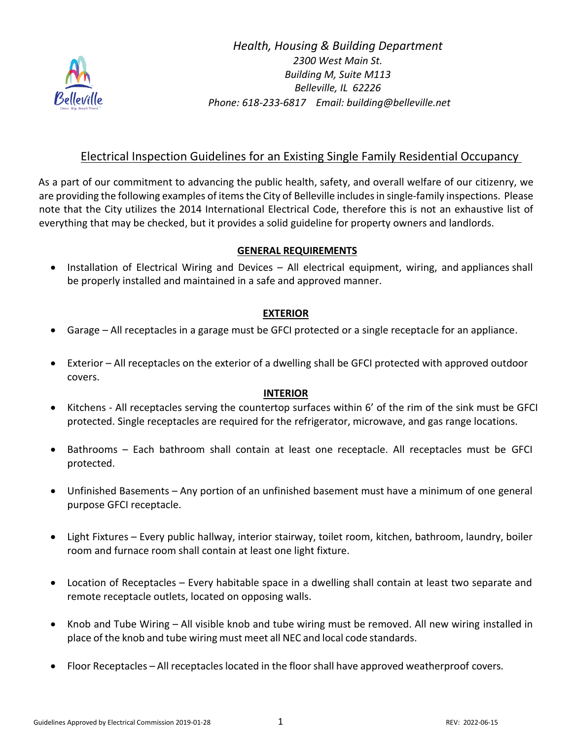*Health, Housing & Building Department*
*2300 West Main St.*
*Building M, Suite M113*
*Belleville, IL 62226*
*Phone: 618-233-6817 Email: building@belleville.net*

# Electrical Inspection Guidelines for an Existing Single Family Residential Occupancy

As a part of our commitment to advancing the public health, safety, and overall welfare of our citizenry, we are providing the following examples of items the City of Belleville includes in single-family inspections. Please note that the City utilizes the 2014 International Electrical Code, therefore this is not an exhaustive list of everything that may be checked, but it provides a solid guideline for property owners and landlords.

## GENERAL REQUIREMENTS

- Installation of Electrical Wiring and Devices – All electrical equipment, wiring, and appliances shall be properly installed and maintained in a safe and approved manner.

## EXTERIOR

- Garage – All receptacles in a garage must be GFCI protected or a single receptacle for an appliance.
- Exterior – All receptacles on the exterior of a dwelling shall be GFCI protected with approved outdoor covers.

## INTERIOR

- Kitchens - All receptacles serving the countertop surfaces within 6' of the rim of the sink must be GFCI protected. Single receptacles are required for the refrigerator, microwave, and gas range locations.
- Bathrooms – Each bathroom shall contain at least one receptacle. All receptacles must be GFCI protected.
- Unfinished Basements – Any portion of an unfinished basement must have a minimum of one general purpose GFCI receptacle.
- Light Fixtures – Every public hallway, interior stairway, toilet room, kitchen, bathroom, laundry, boiler room and furnace room shall contain at least one light fixture.
- Location of Receptacles – Every habitable space in a dwelling shall contain at least two separate and remote receptacle outlets, located on opposing walls.
- Knob and Tube Wiring – All visible knob and tube wiring must be removed. All new wiring installed in place of the knob and tube wiring must meet all NEC and local code standards.
- Floor Receptacles – All receptacles located in the floor shall have approved weatherproof covers.

Guidelines Approved by Electrical Commission 2019-01-28 REV: 2022-06-15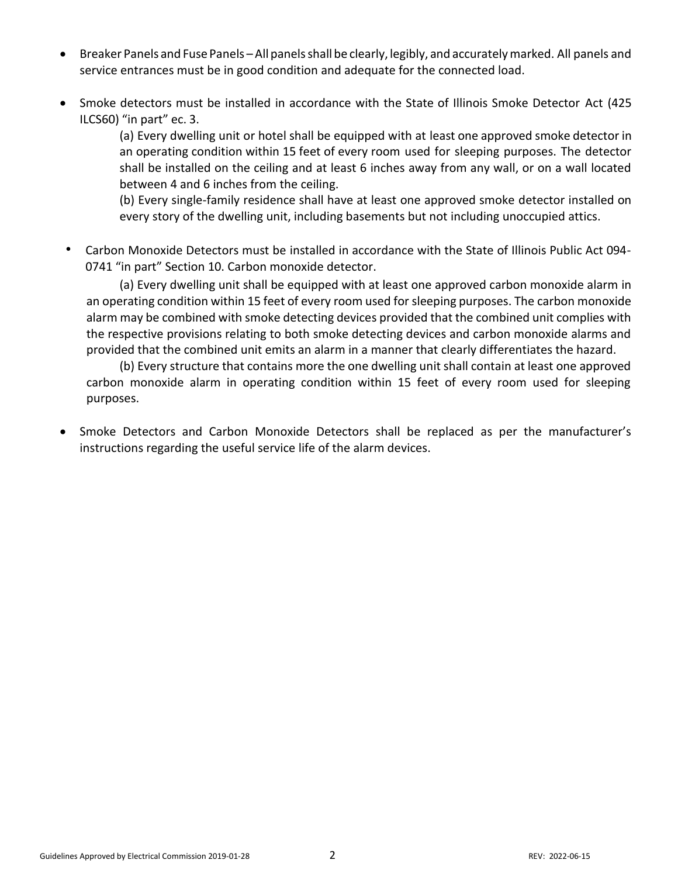- Breaker Panels and Fuse Panels – All panels shall be clearly, legibly, and accurately marked. All panels and service entrances must be in good condition and adequate for the connected load.

- Smoke detectors must be installed in accordance with the State of Illinois Smoke Detector Act (425 ILCS60) "in part" ec. 3.

  (a) Every dwelling unit or hotel shall be equipped with at least one approved smoke detector in an operating condition within 15 feet of every room used for sleeping purposes. The detector shall be installed on the ceiling and at least 6 inches away from any wall, or on a wall located between 4 and 6 inches from the ceiling.

  (b) Every single-family residence shall have at least one approved smoke detector installed on every story of the dwelling unit, including basements but not including unoccupied attics.

- Carbon Monoxide Detectors must be installed in accordance with the State of Illinois Public Act 094-0741 "in part" Section 10. Carbon monoxide detector.

  (a) Every dwelling unit shall be equipped with at least one approved carbon monoxide alarm in an operating condition within 15 feet of every room used for sleeping purposes. The carbon monoxide alarm may be combined with smoke detecting devices provided that the combined unit complies with the respective provisions relating to both smoke detecting devices and carbon monoxide alarms and provided that the combined unit emits an alarm in a manner that clearly differentiates the hazard.

  (b) Every structure that contains more the one dwelling unit shall contain at least one approved carbon monoxide alarm in operating condition within 15 feet of every room used for sleeping purposes.

- Smoke Detectors and Carbon Monoxide Detectors shall be replaced as per the manufacturer's instructions regarding the useful service life of the alarm devices.

Guidelines Approved by Electrical Commission 2019-01-28

REV: 2022-06-15